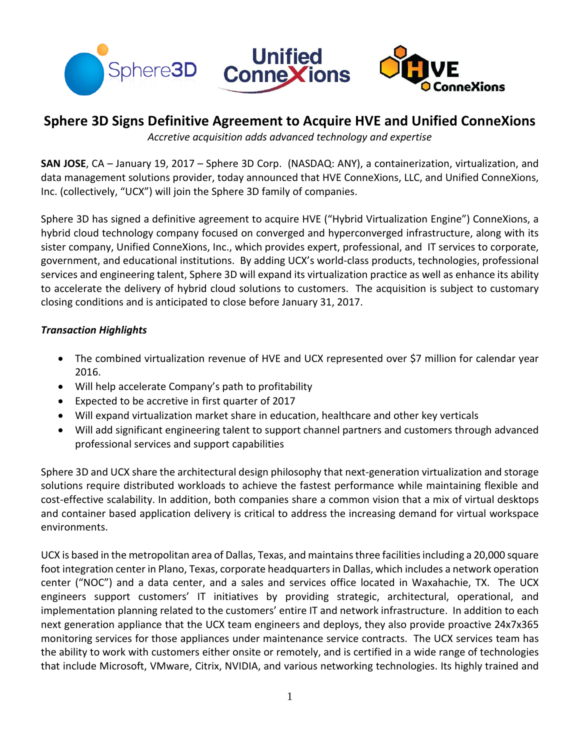# Sphere 3D Signs Definitive Agreement to Acquire HVE and Unified ConneXions

*Accretive acquisition adds advanced technology and expertise*

**SAN JOSE**, CA – January 19, 2017 – Sphere 3D Corp. (NASDAQ: ANY), a containerization, virtualization, and data management solutions provider, today announced that HVE ConneXions, LLC, and Unified ConneXions, Inc. (collectively, "UCX") will join the Sphere 3D family of companies.

Sphere 3D has signed a definitive agreement to acquire HVE ("Hybrid Virtualization Engine") ConneXions, a hybrid cloud technology company focused on converged and hyperconverged infrastructure, along with its sister company, Unified ConneXions, Inc., which provides expert, professional, and IT services to corporate, government, and educational institutions. By adding UCX's world-class products, technologies, professional services and engineering talent, Sphere 3D will expand its virtualization practice as well as enhance its ability to accelerate the delivery of hybrid cloud solutions to customers. The acquisition is subject to customary closing conditions and is anticipated to close before January 31, 2017.

***Transaction Highlights***

- The combined virtualization revenue of HVE and UCX represented over $7 million for calendar year 2016.
- Will help accelerate Company's path to profitability
- Expected to be accretive in first quarter of 2017
- Will expand virtualization market share in education, healthcare and other key verticals
- Will add significant engineering talent to support channel partners and customers through advanced professional services and support capabilities

Sphere 3D and UCX share the architectural design philosophy that next-generation virtualization and storage solutions require distributed workloads to achieve the fastest performance while maintaining flexible and cost-effective scalability. In addition, both companies share a common vision that a mix of virtual desktops and container based application delivery is critical to address the increasing demand for virtual workspace environments.

UCX is based in the metropolitan area of Dallas, Texas, and maintains three facilities including a 20,000 square foot integration center in Plano, Texas, corporate headquarters in Dallas, which includes a network operation center ("NOC") and a data center, and a sales and services office located in Waxahachie, TX. The UCX engineers support customers' IT initiatives by providing strategic, architectural, operational, and implementation planning related to the customers' entire IT and network infrastructure. In addition to each next generation appliance that the UCX team engineers and deploys, they also provide proactive 24x7x365 monitoring services for those appliances under maintenance service contracts. The UCX services team has the ability to work with customers either onsite or remotely, and is certified in a wide range of technologies that include Microsoft, VMware, Citrix, NVIDIA, and various networking technologies. Its highly trained and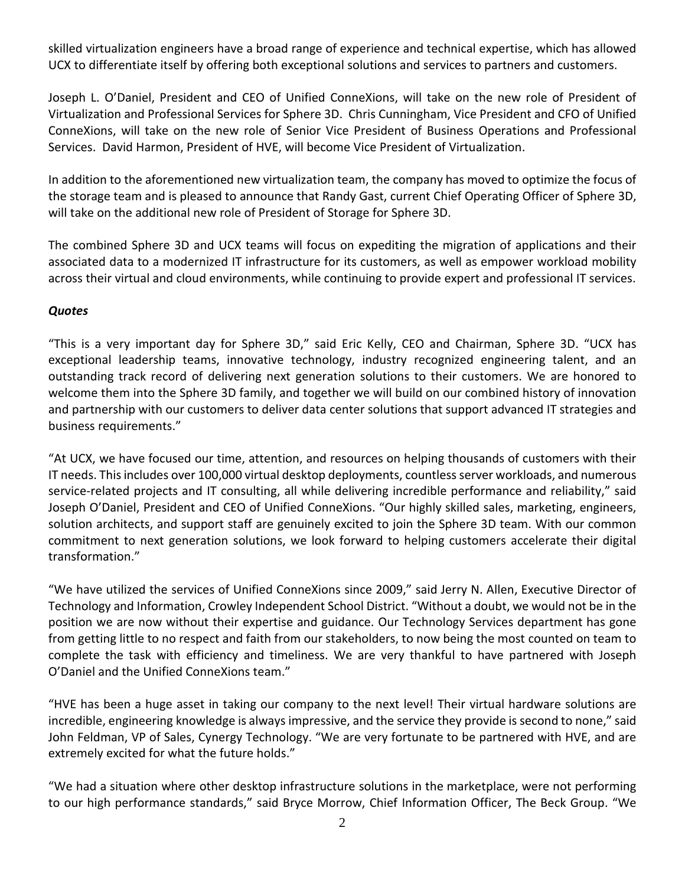skilled virtualization engineers have a broad range of experience and technical expertise, which has allowed UCX to differentiate itself by offering both exceptional solutions and services to partners and customers.

Joseph L. O'Daniel, President and CEO of Unified ConneXions, will take on the new role of President of Virtualization and Professional Services for Sphere 3D. Chris Cunningham, Vice President and CFO of Unified ConneXions, will take on the new role of Senior Vice President of Business Operations and Professional Services. David Harmon, President of HVE, will become Vice President of Virtualization.

In addition to the aforementioned new virtualization team, the company has moved to optimize the focus of the storage team and is pleased to announce that Randy Gast, current Chief Operating Officer of Sphere 3D, will take on the additional new role of President of Storage for Sphere 3D.

The combined Sphere 3D and UCX teams will focus on expediting the migration of applications and their associated data to a modernized IT infrastructure for its customers, as well as empower workload mobility across their virtual and cloud environments, while continuing to provide expert and professional IT services.

***Quotes***

"This is a very important day for Sphere 3D," said Eric Kelly, CEO and Chairman, Sphere 3D. "UCX has exceptional leadership teams, innovative technology, industry recognized engineering talent, and an outstanding track record of delivering next generation solutions to their customers. We are honored to welcome them into the Sphere 3D family, and together we will build on our combined history of innovation and partnership with our customers to deliver data center solutions that support advanced IT strategies and business requirements."

"At UCX, we have focused our time, attention, and resources on helping thousands of customers with their IT needs. This includes over 100,000 virtual desktop deployments, countless server workloads, and numerous service-related projects and IT consulting, all while delivering incredible performance and reliability," said Joseph O'Daniel, President and CEO of Unified ConneXions. "Our highly skilled sales, marketing, engineers, solution architects, and support staff are genuinely excited to join the Sphere 3D team. With our common commitment to next generation solutions, we look forward to helping customers accelerate their digital transformation."

"We have utilized the services of Unified ConneXions since 2009," said Jerry N. Allen, Executive Director of Technology and Information, Crowley Independent School District. "Without a doubt, we would not be in the position we are now without their expertise and guidance. Our Technology Services department has gone from getting little to no respect and faith from our stakeholders, to now being the most counted on team to complete the task with efficiency and timeliness. We are very thankful to have partnered with Joseph O'Daniel and the Unified ConneXions team."

"HVE has been a huge asset in taking our company to the next level! Their virtual hardware solutions are incredible, engineering knowledge is always impressive, and the service they provide is second to none," said John Feldman, VP of Sales, Cynergy Technology. "We are very fortunate to be partnered with HVE, and are extremely excited for what the future holds."

"We had a situation where other desktop infrastructure solutions in the marketplace, were not performing to our high performance standards," said Bryce Morrow, Chief Information Officer, The Beck Group. "We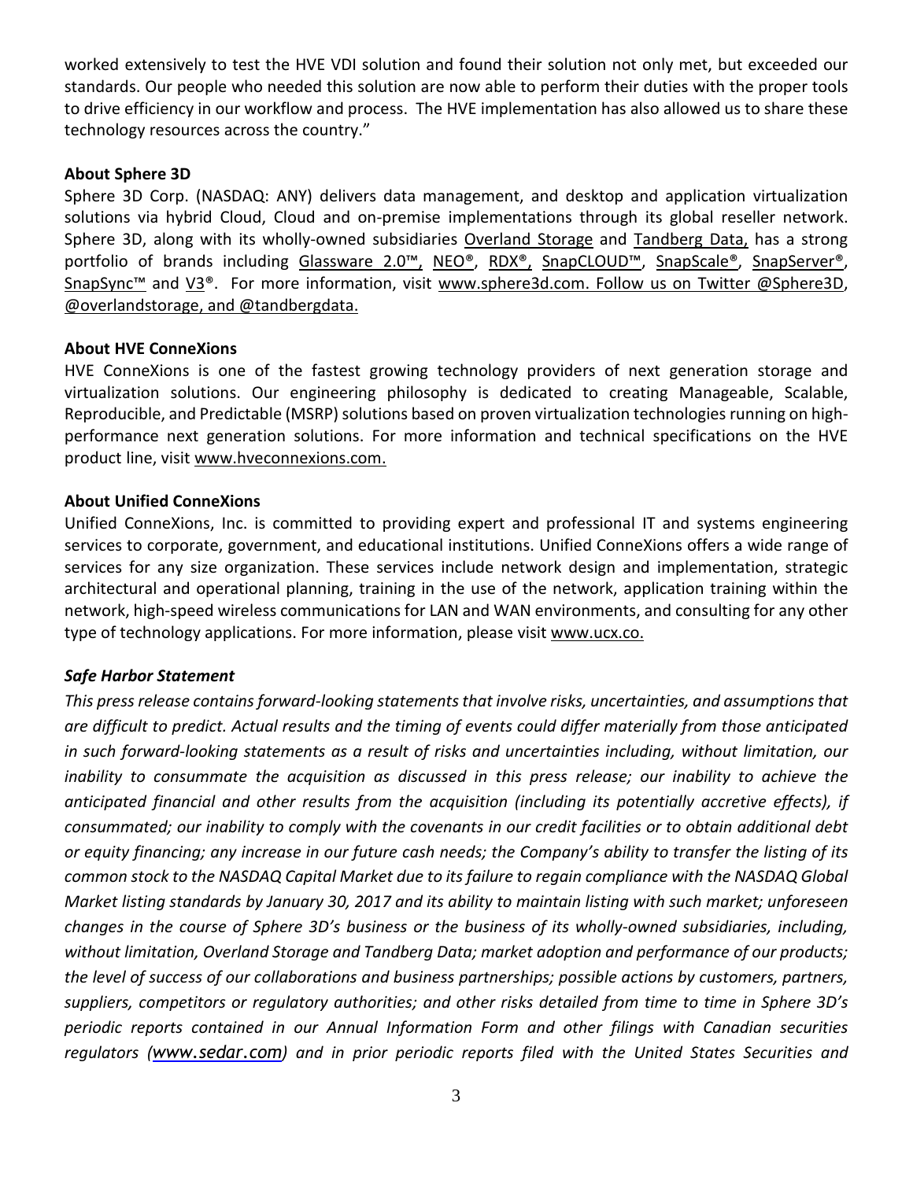worked extensively to test the HVE VDI solution and found their solution not only met, but exceeded our standards. Our people who needed this solution are now able to perform their duties with the proper tools to drive efficiency in our workflow and process. The HVE implementation has also allowed us to share these technology resources across the country."

**About Sphere 3D**

Sphere 3D Corp. (NASDAQ: ANY) delivers data management, and desktop and application virtualization solutions via hybrid Cloud, Cloud and on-premise implementations through its global reseller network. Sphere 3D, along with its wholly-owned subsidiaries Overland Storage and Tandberg Data, has a strong portfolio of brands including Glassware 2.0™, NEO®, RDX®, SnapCLOUD™, SnapScale®, SnapServer®, SnapSync™ and V3®. For more information, visit www.sphere3d.com. Follow us on Twitter @Sphere3D, @overlandstorage, and @tandbergdata.

**About HVE ConneXions**

HVE ConneXions is one of the fastest growing technology providers of next generation storage and virtualization solutions. Our engineering philosophy is dedicated to creating Manageable, Scalable, Reproducible, and Predictable (MSRP) solutions based on proven virtualization technologies running on high-performance next generation solutions. For more information and technical specifications on the HVE product line, visit www.hveconnexions.com.

**About Unified ConneXions**

Unified ConneXions, Inc. is committed to providing expert and professional IT and systems engineering services to corporate, government, and educational institutions. Unified ConneXions offers a wide range of services for any size organization. These services include network design and implementation, strategic architectural and operational planning, training in the use of the network, application training within the network, high-speed wireless communications for LAN and WAN environments, and consulting for any other type of technology applications. For more information, please visit www.ucx.co.

***Safe Harbor Statement***

*This press release contains forward-looking statements that involve risks, uncertainties, and assumptions that are difficult to predict. Actual results and the timing of events could differ materially from those anticipated in such forward-looking statements as a result of risks and uncertainties including, without limitation, our inability to consummate the acquisition as discussed in this press release; our inability to achieve the anticipated financial and other results from the acquisition (including its potentially accretive effects), if consummated; our inability to comply with the covenants in our credit facilities or to obtain additional debt or equity financing; any increase in our future cash needs; the Company's ability to transfer the listing of its common stock to the NASDAQ Capital Market due to its failure to regain compliance with the NASDAQ Global Market listing standards by January 30, 2017 and its ability to maintain listing with such market; unforeseen changes in the course of Sphere 3D's business or the business of its wholly-owned subsidiaries, including, without limitation, Overland Storage and Tandberg Data; market adoption and performance of our products; the level of success of our collaborations and business partnerships; possible actions by customers, partners, suppliers, competitors or regulatory authorities; and other risks detailed from time to time in Sphere 3D's periodic reports contained in our Annual Information Form and other filings with Canadian securities regulators (www.sedar.com) and in prior periodic reports filed with the United States Securities and*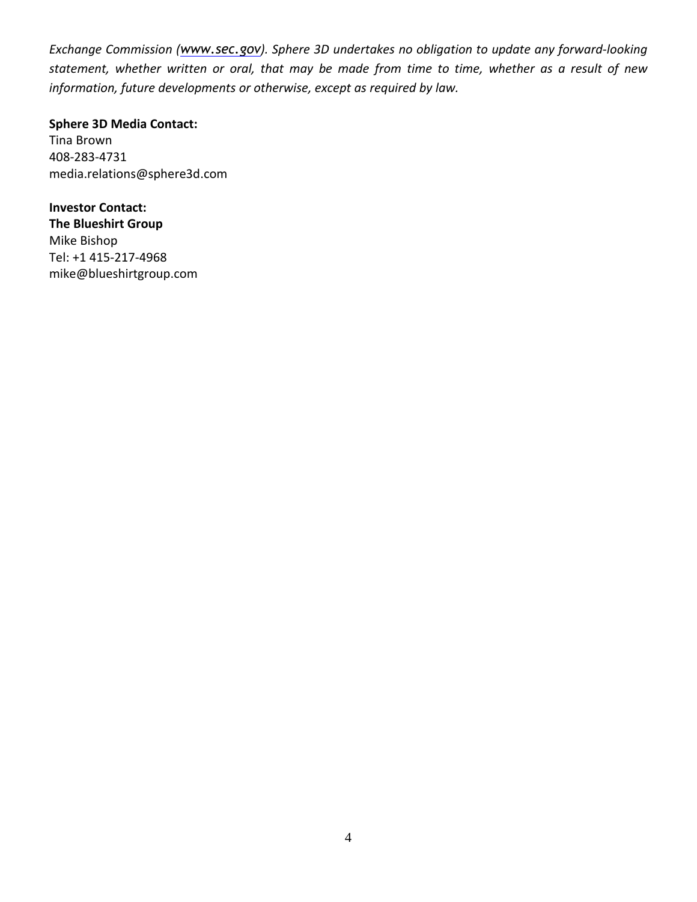*Exchange Commission (www.sec.gov). Sphere 3D undertakes no obligation to update any forward-looking statement, whether written or oral, that may be made from time to time, whether as a result of new information, future developments or otherwise, except as required by law.*

**Sphere 3D Media Contact:**
Tina Brown
408-283-4731
media.relations@sphere3d.com

**Investor Contact:**
**The Blueshirt Group**
Mike Bishop
Tel: +1 415-217-4968
mike@blueshirtgroup.com